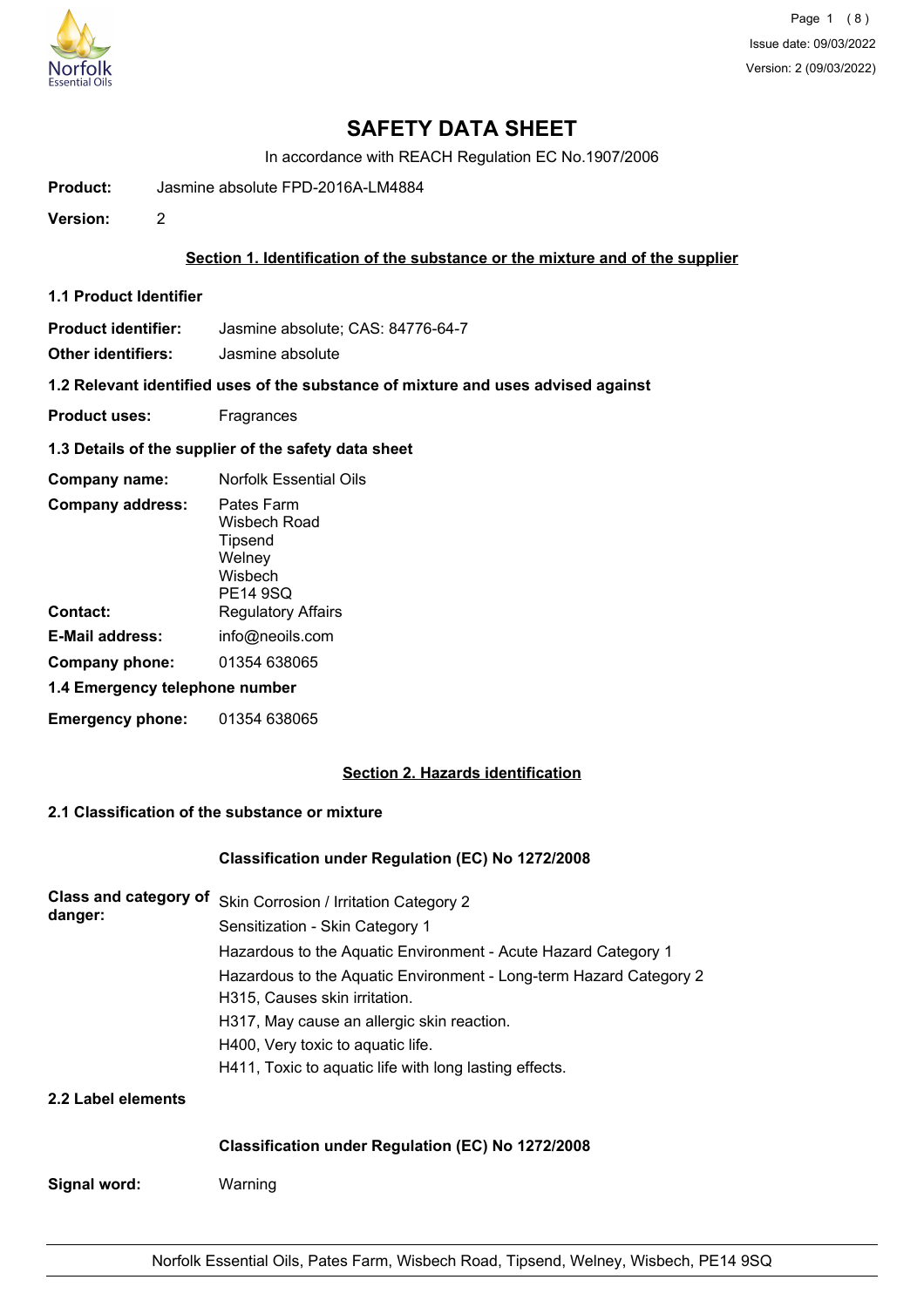# SAFETY DATA SHEET

In accordance with REACH Regulation EC No.1907/2006

**Product:** Jasmine absolute FPD-2016A-LM4884

**Version:** 2

## Section 1. Identification of the substance or the mixture and of the supplier

### 1.1 Product Identifier

**Product identifier:** Jasmine absolute; CAS: 84776-64-7

**Other identifiers:** Jasmine absolute

### 1.2 Relevant identified uses of the substance of mixture and uses advised against

**Product uses:** Fragrances

### 1.3 Details of the supplier of the safety data sheet

**Company name:** Norfolk Essential Oils

**Company address:** Pates Farm
Wisbech Road
Tipsend
Welney
Wisbech
PE14 9SQ

**Contact:** Regulatory Affairs

**E-Mail address:** info@neoils.com

**Company phone:** 01354 638065

### 1.4 Emergency telephone number

**Emergency phone:** 01354 638065

## Section 2. Hazards identification

### 2.1 Classification of the substance or mixture

**Classification under Regulation (EC) No 1272/2008**

**Class and category of danger:**

Skin Corrosion / Irritation Category 2
Sensitization - Skin Category 1
Hazardous to the Aquatic Environment - Acute Hazard Category 1
Hazardous to the Aquatic Environment - Long-term Hazard Category 2
H315, Causes skin irritation.
H317, May cause an allergic skin reaction.
H400, Very toxic to aquatic life.
H411, Toxic to aquatic life with long lasting effects.

### 2.2 Label elements

**Classification under Regulation (EC) No 1272/2008**

**Signal word:** Warning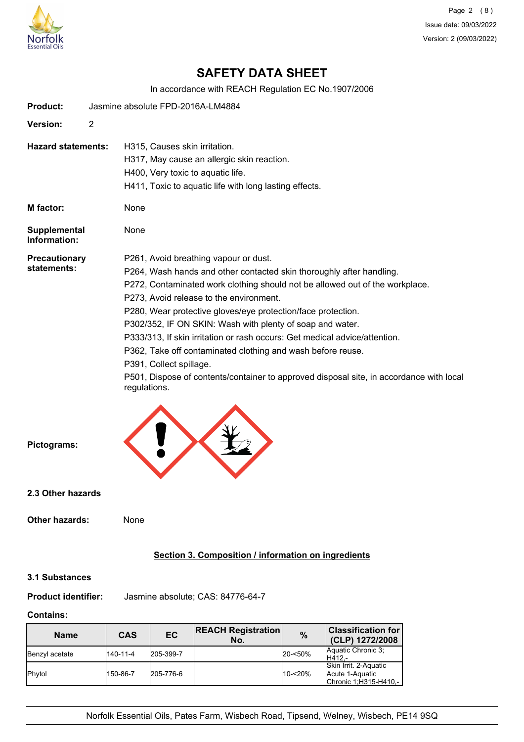# SAFETY DATA SHEET

In accordance with REACH Regulation EC No.1907/2006

**Product:** Jasmine absolute FPD-2016A-LM4884

**Version:** 2

**Hazard statements:**
H315, Causes skin irritation.
H317, May cause an allergic skin reaction.
H400, Very toxic to aquatic life.
H411, Toxic to aquatic life with long lasting effects.

**M factor:** None

**Supplemental Information:** None

**Precautionary statements:**
P261, Avoid breathing vapour or dust.
P264, Wash hands and other contacted skin thoroughly after handling.
P272, Contaminated work clothing should not be allowed out of the workplace.
P273, Avoid release to the environment.
P280, Wear protective gloves/eye protection/face protection.
P302/352, IF ON SKIN: Wash with plenty of soap and water.
P333/313, If skin irritation or rash occurs: Get medical advice/attention.
P362, Take off contaminated clothing and wash before reuse.
P391, Collect spillage.
P501, Dispose of contents/container to approved disposal site, in accordance with local regulations.

**Pictograms:**

### 2.3 Other hazards

**Other hazards:** None

## Section 3. Composition / information on ingredients

### 3.1 Substances

**Product identifier:** Jasmine absolute; CAS: 84776-64-7

**Contains:**

| Name | CAS | EC | REACH Registration No. | % | Classification for (CLP) 1272/2008 |
|---|---|---|---|---|---|
| Benzyl acetate | 140-11-4 | 205-399-7 | | 20-<50% | Aquatic Chronic 3;H412,- |
| Phytol | 150-86-7 | 205-776-6 | | 10-<20% | Skin Irrit. 2-Aquatic Acute 1-Aquatic Chronic 1;H315-H410,- |

Norfolk Essential Oils, Pates Farm, Wisbech Road, Tipsend, Welney, Wisbech, PE14 9SQ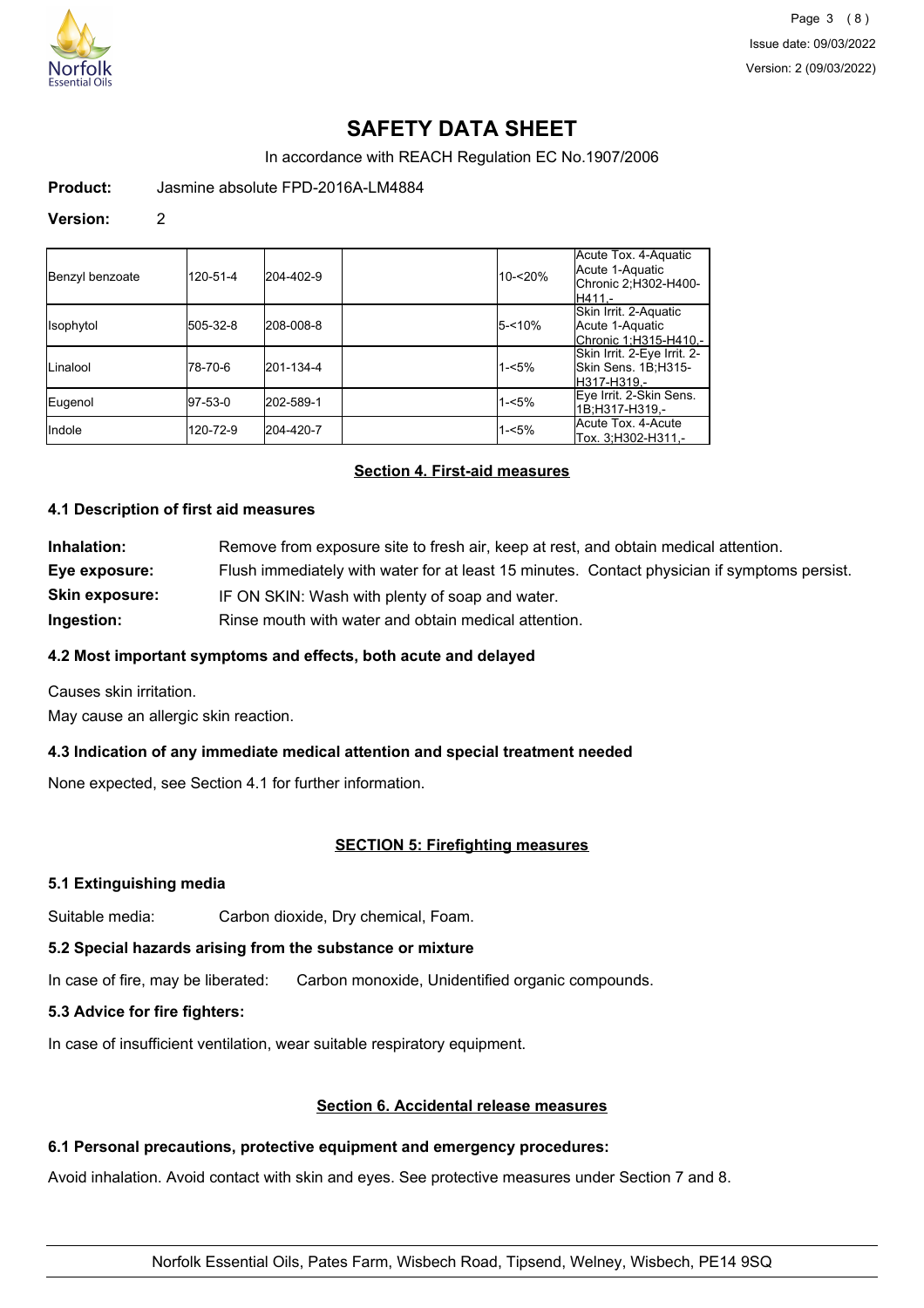# SAFETY DATA SHEET

In accordance with REACH Regulation EC No.1907/2006

**Product:** Jasmine absolute FPD-2016A-LM4884

**Version:** 2

| | | | | | |
|---|---|---|---|---|---|
| Benzyl benzoate | 120-51-4 | 204-402-9 | | 10-<20% | Acute Tox. 4-Aquatic Acute 1-Aquatic Chronic 2;H302-H400-H411,- |
| Isophytol | 505-32-8 | 208-008-8 | | 5-<10% | Skin Irrit. 2-Aquatic Acute 1-Aquatic Chronic 1;H315-H410,- |
| Linalool | 78-70-6 | 201-134-4 | | 1-<5% | Skin Irrit. 2-Eye Irrit. 2-Skin Sens. 1B;H315-H317-H319,- |
| Eugenol | 97-53-0 | 202-589-1 | | 1-<5% | Eye Irrit. 2-Skin Sens. 1B;H317-H319,- |
| Indole | 120-72-9 | 204-420-7 | | 1-<5% | Acute Tox. 4-Acute Tox. 3;H302-H311,- |

## Section 4. First-aid measures

### 4.1 Description of first aid measures

**Inhalation:** Remove from exposure site to fresh air, keep at rest, and obtain medical attention.

**Eye exposure:** Flush immediately with water for at least 15 minutes. Contact physician if symptoms persist.

**Skin exposure:** IF ON SKIN: Wash with plenty of soap and water.

**Ingestion:** Rinse mouth with water and obtain medical attention.

### 4.2 Most important symptoms and effects, both acute and delayed

Causes skin irritation.

May cause an allergic skin reaction.

### 4.3 Indication of any immediate medical attention and special treatment needed

None expected, see Section 4.1 for further information.

## SECTION 5: Firefighting measures

### 5.1 Extinguishing media

Suitable media: Carbon dioxide, Dry chemical, Foam.

### 5.2 Special hazards arising from the substance or mixture

In case of fire, may be liberated: Carbon monoxide, Unidentified organic compounds.

### 5.3 Advice for fire fighters:

In case of insufficient ventilation, wear suitable respiratory equipment.

## Section 6. Accidental release measures

### 6.1 Personal precautions, protective equipment and emergency procedures:

Avoid inhalation. Avoid contact with skin and eyes. See protective measures under Section 7 and 8.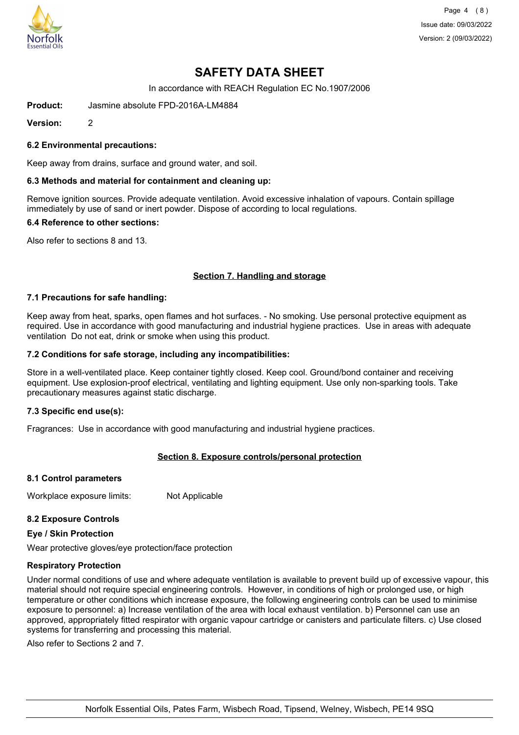# SAFETY DATA SHEET

In accordance with REACH Regulation EC No.1907/2006

**Product:** Jasmine absolute FPD-2016A-LM4884

**Version:** 2

### 6.2 Environmental precautions:

Keep away from drains, surface and ground water, and soil.

### 6.3 Methods and material for containment and cleaning up:

Remove ignition sources. Provide adequate ventilation. Avoid excessive inhalation of vapours. Contain spillage immediately by use of sand or inert powder. Dispose of according to local regulations.

### 6.4 Reference to other sections:

Also refer to sections 8 and 13.

## Section 7. Handling and storage

### 7.1 Precautions for safe handling:

Keep away from heat, sparks, open flames and hot surfaces. - No smoking. Use personal protective equipment as required. Use in accordance with good manufacturing and industrial hygiene practices. Use in areas with adequate ventilation Do not eat, drink or smoke when using this product.

### 7.2 Conditions for safe storage, including any incompatibilities:

Store in a well-ventilated place. Keep container tightly closed. Keep cool. Ground/bond container and receiving equipment. Use explosion-proof electrical, ventilating and lighting equipment. Use only non-sparking tools. Take precautionary measures against static discharge.

### 7.3 Specific end use(s):

Fragrances: Use in accordance with good manufacturing and industrial hygiene practices.

## Section 8. Exposure controls/personal protection

### 8.1 Control parameters

Workplace exposure limits: Not Applicable

### 8.2 Exposure Controls

**Eye / Skin Protection**

Wear protective gloves/eye protection/face protection

**Respiratory Protection**

Under normal conditions of use and where adequate ventilation is available to prevent build up of excessive vapour, this material should not require special engineering controls. However, in conditions of high or prolonged use, or high temperature or other conditions which increase exposure, the following engineering controls can be used to minimise exposure to personnel: a) Increase ventilation of the area with local exhaust ventilation. b) Personnel can use an approved, appropriately fitted respirator with organic vapour cartridge or canisters and particulate filters. c) Use closed systems for transferring and processing this material.

Also refer to Sections 2 and 7.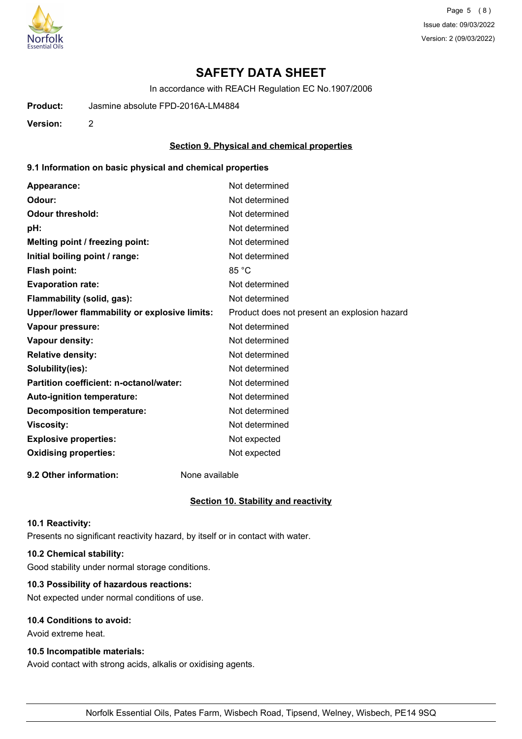# SAFETY DATA SHEET

In accordance with REACH Regulation EC No.1907/2006

**Product:** Jasmine absolute FPD-2016A-LM4884

**Version:** 2

## Section 9. Physical and chemical properties

### 9.1 Information on basic physical and chemical properties

| | |
|---|---|
| **Appearance:** | Not determined |
| **Odour:** | Not determined |
| **Odour threshold:** | Not determined |
| **pH:** | Not determined |
| **Melting point / freezing point:** | Not determined |
| **Initial boiling point / range:** | Not determined |
| **Flash point:** | 85 °C |
| **Evaporation rate:** | Not determined |
| **Flammability (solid, gas):** | Not determined |
| **Upper/lower flammability or explosive limits:** | Product does not present an explosion hazard |
| **Vapour pressure:** | Not determined |
| **Vapour density:** | Not determined |
| **Relative density:** | Not determined |
| **Solubility(ies):** | Not determined |
| **Partition coefficient: n-octanol/water:** | Not determined |
| **Auto-ignition temperature:** | Not determined |
| **Decomposition temperature:** | Not determined |
| **Viscosity:** | Not determined |
| **Explosive properties:** | Not expected |
| **Oxidising properties:** | Not expected |

**9.2 Other information:** None available

## Section 10. Stability and reactivity

### 10.1 Reactivity:

Presents no significant reactivity hazard, by itself or in contact with water.

### 10.2 Chemical stability:

Good stability under normal storage conditions.

### 10.3 Possibility of hazardous reactions:

Not expected under normal conditions of use.

### 10.4 Conditions to avoid:

Avoid extreme heat.

### 10.5 Incompatible materials:

Avoid contact with strong acids, alkalis or oxidising agents.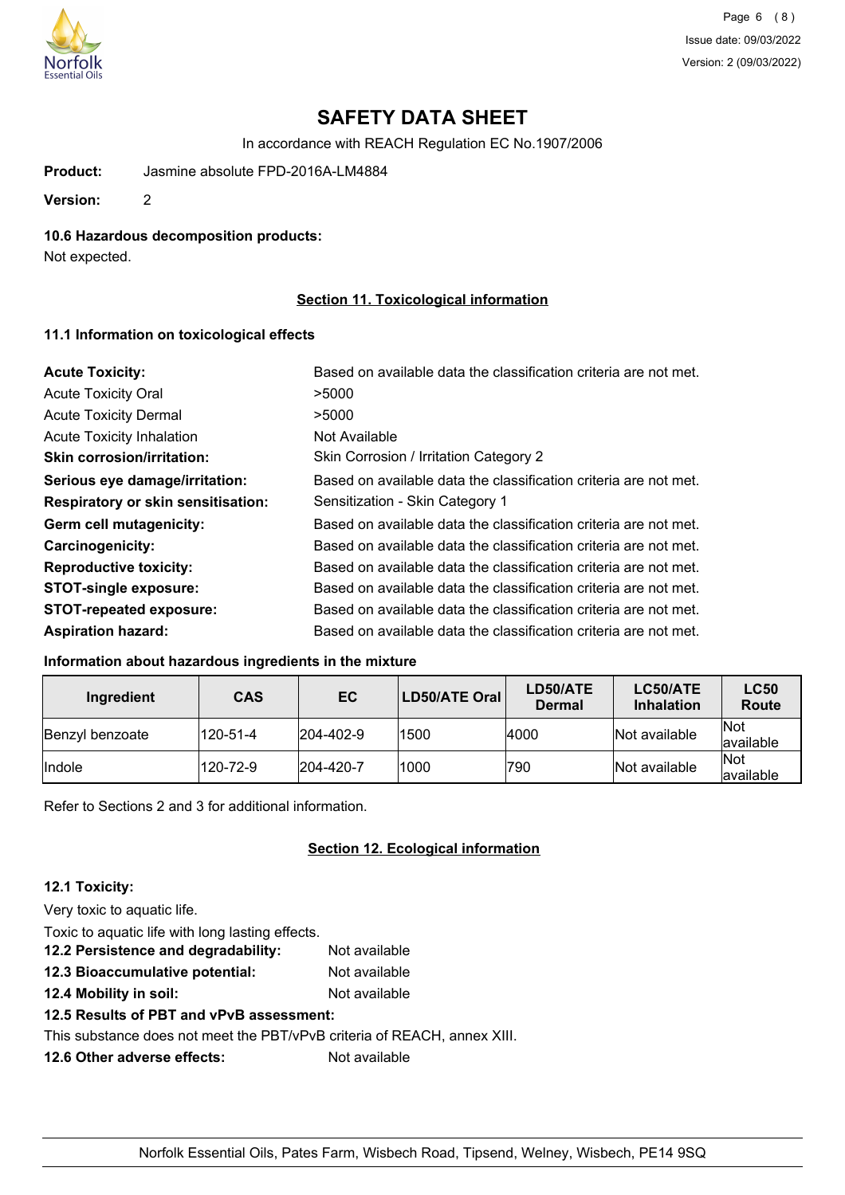# SAFETY DATA SHEET

In accordance with REACH Regulation EC No.1907/2006

**Product:** Jasmine absolute FPD-2016A-LM4884

**Version:** 2

### 10.6 Hazardous decomposition products:

Not expected.

## Section 11. Toxicological information

### 11.1 Information on toxicological effects

| | |
|---|---|
| **Acute Toxicity:** | Based on available data the classification criteria are not met. |
| Acute Toxicity Oral | >5000 |
| Acute Toxicity Dermal | >5000 |
| Acute Toxicity Inhalation | Not Available |
| **Skin corrosion/irritation:** | Skin Corrosion / Irritation Category 2 |
| **Serious eye damage/irritation:** | Based on available data the classification criteria are not met. |
| **Respiratory or skin sensitisation:** | Sensitization - Skin Category 1 |
| **Germ cell mutagenicity:** | Based on available data the classification criteria are not met. |
| **Carcinogenicity:** | Based on available data the classification criteria are not met. |
| **Reproductive toxicity:** | Based on available data the classification criteria are not met. |
| **STOT-single exposure:** | Based on available data the classification criteria are not met. |
| **STOT-repeated exposure:** | Based on available data the classification criteria are not met. |
| **Aspiration hazard:** | Based on available data the classification criteria are not met. |

**Information about hazardous ingredients in the mixture**

| Ingredient | CAS | EC | LD50/ATE Oral | LD50/ATE Dermal | LC50/ATE Inhalation | LC50 Route |
|---|---|---|---|---|---|---|
| Benzyl benzoate | 120-51-4 | 204-402-9 | 1500 | 4000 | Not available | Not available |
| Indole | 120-72-9 | 204-420-7 | 1000 | 790 | Not available | Not available |

Refer to Sections 2 and 3 for additional information.

## Section 12. Ecological information

**12.1 Toxicity:**

Very toxic to aquatic life.

Toxic to aquatic life with long lasting effects.

**12.2 Persistence and degradability:** Not available

**12.3 Bioaccumulative potential:** Not available

**12.4 Mobility in soil:** Not available

**12.5 Results of PBT and vPvB assessment:**

This substance does not meet the PBT/vPvB criteria of REACH, annex XIII.

**12.6 Other adverse effects:** Not available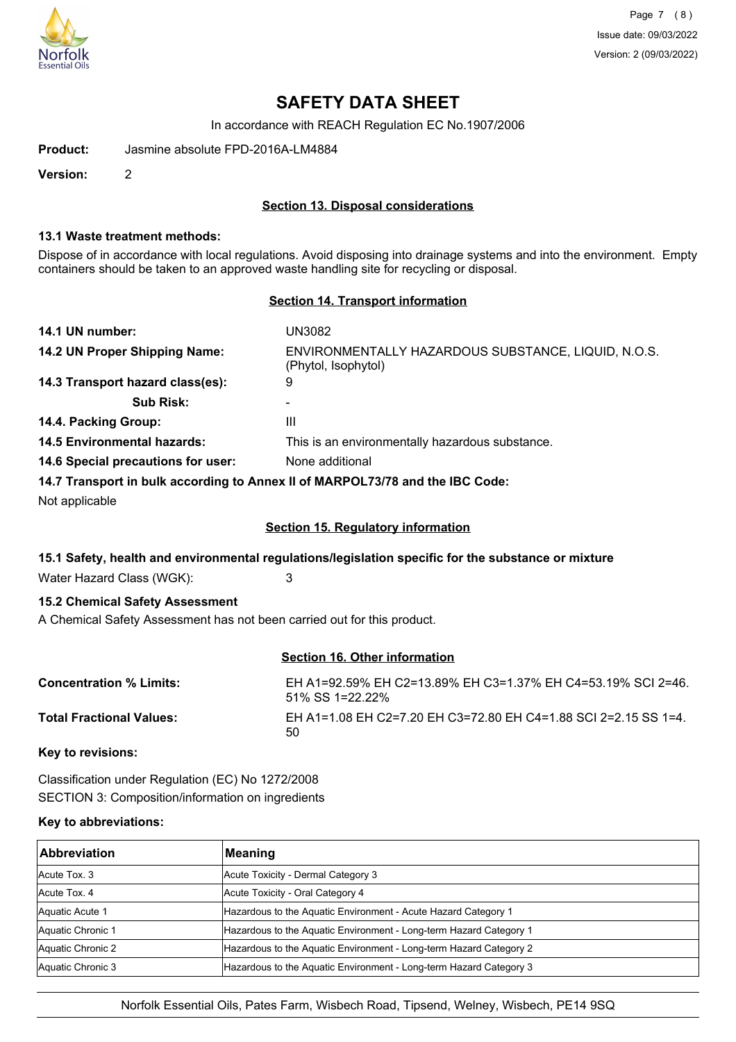# SAFETY DATA SHEET

In accordance with REACH Regulation EC No.1907/2006

**Product:** Jasmine absolute FPD-2016A-LM4884

**Version:** 2

## Section 13. Disposal considerations

### 13.1 Waste treatment methods:

Dispose of in accordance with local regulations. Avoid disposing into drainage systems and into the environment. Empty containers should be taken to an approved waste handling site for recycling or disposal.

## Section 14. Transport information

**14.1 UN number:** UN3082

**14.2 UN Proper Shipping Name:** ENVIRONMENTALLY HAZARDOUS SUBSTANCE, LIQUID, N.O.S. (Phytol, Isophytol)

**14.3 Transport hazard class(es):** 9

**Sub Risk:** -

**14.4. Packing Group:** III

**14.5 Environmental hazards:** This is an environmentally hazardous substance.

**14.6 Special precautions for user:** None additional

**14.7 Transport in bulk according to Annex II of MARPOL73/78 and the IBC Code:**

Not applicable

## Section 15. Regulatory information

### 15.1 Safety, health and environmental regulations/legislation specific for the substance or mixture

Water Hazard Class (WGK): 3

### 15.2 Chemical Safety Assessment

A Chemical Safety Assessment has not been carried out for this product.

## Section 16. Other information

**Concentration % Limits:** EH A1=92.59% EH C2=13.89% EH C3=1.37% EH C4=53.19% SCI 2=46.51% SS 1=22.22%

**Total Fractional Values:** EH A1=1.08 EH C2=7.20 EH C3=72.80 EH C4=1.88 SCI 2=2.15 SS 1=4.50

**Key to revisions:**

Classification under Regulation (EC) No 1272/2008

SECTION 3: Composition/information on ingredients

**Key to abbreviations:**

| Abbreviation | Meaning |
|---|---|
| Acute Tox. 3 | Acute Toxicity - Dermal Category 3 |
| Acute Tox. 4 | Acute Toxicity - Oral Category 4 |
| Aquatic Acute 1 | Hazardous to the Aquatic Environment - Acute Hazard Category 1 |
| Aquatic Chronic 1 | Hazardous to the Aquatic Environment - Long-term Hazard Category 1 |
| Aquatic Chronic 2 | Hazardous to the Aquatic Environment - Long-term Hazard Category 2 |
| Aquatic Chronic 3 | Hazardous to the Aquatic Environment - Long-term Hazard Category 3 |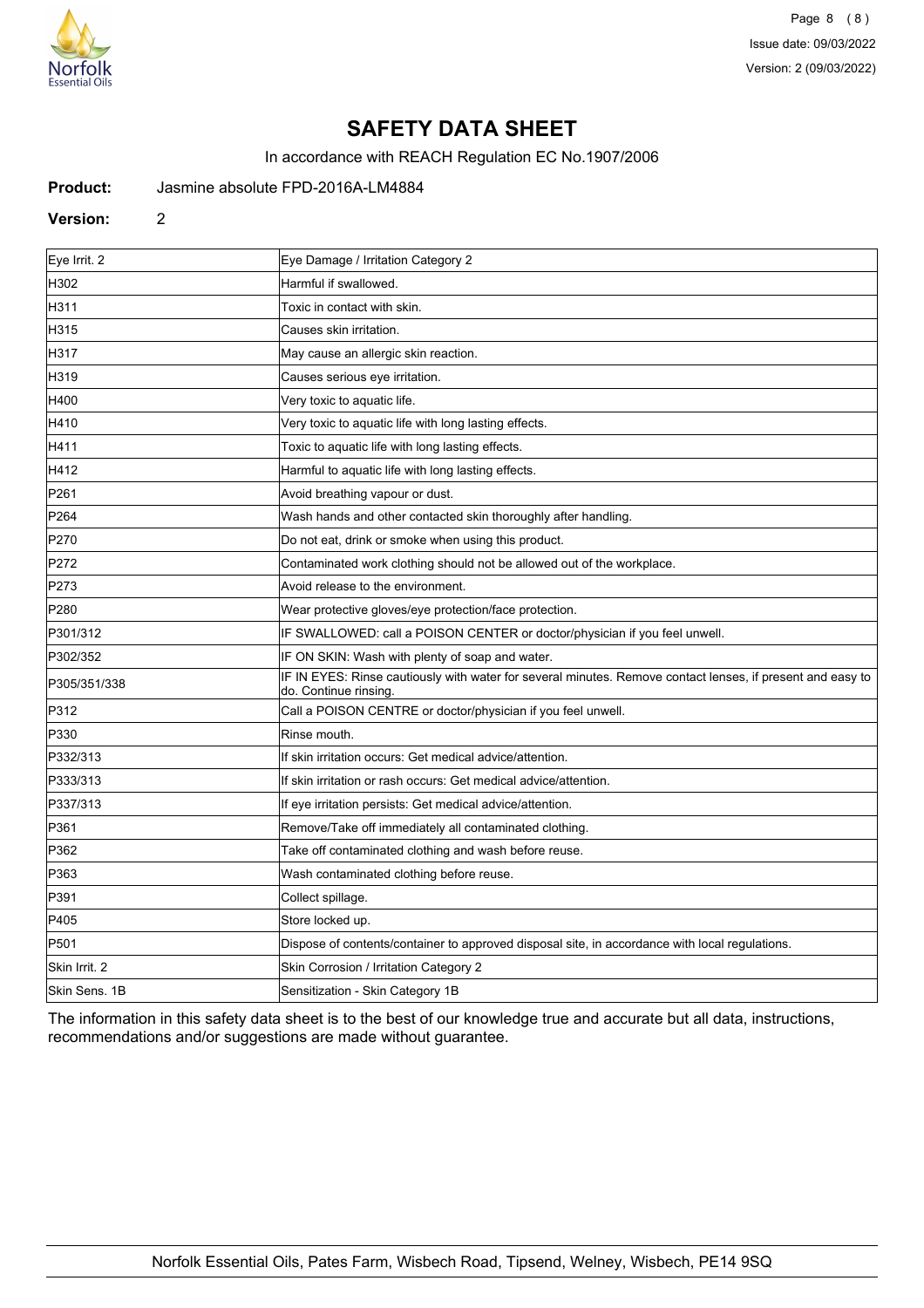# SAFETY DATA SHEET

In accordance with REACH Regulation EC No.1907/2006

**Product:** Jasmine absolute FPD-2016A-LM4884

**Version:** 2

| | |
|---|---|
| Eye Irrit. 2 | Eye Damage / Irritation Category 2 |
| H302 | Harmful if swallowed. |
| H311 | Toxic in contact with skin. |
| H315 | Causes skin irritation. |
| H317 | May cause an allergic skin reaction. |
| H319 | Causes serious eye irritation. |
| H400 | Very toxic to aquatic life. |
| H410 | Very toxic to aquatic life with long lasting effects. |
| H411 | Toxic to aquatic life with long lasting effects. |
| H412 | Harmful to aquatic life with long lasting effects. |
| P261 | Avoid breathing vapour or dust. |
| P264 | Wash hands and other contacted skin thoroughly after handling. |
| P270 | Do not eat, drink or smoke when using this product. |
| P272 | Contaminated work clothing should not be allowed out of the workplace. |
| P273 | Avoid release to the environment. |
| P280 | Wear protective gloves/eye protection/face protection. |
| P301/312 | IF SWALLOWED: call a POISON CENTER or doctor/physician if you feel unwell. |
| P302/352 | IF ON SKIN: Wash with plenty of soap and water. |
| P305/351/338 | IF IN EYES: Rinse cautiously with water for several minutes. Remove contact lenses, if present and easy to do. Continue rinsing. |
| P312 | Call a POISON CENTRE or doctor/physician if you feel unwell. |
| P330 | Rinse mouth. |
| P332/313 | If skin irritation occurs: Get medical advice/attention. |
| P333/313 | If skin irritation or rash occurs: Get medical advice/attention. |
| P337/313 | If eye irritation persists: Get medical advice/attention. |
| P361 | Remove/Take off immediately all contaminated clothing. |
| P362 | Take off contaminated clothing and wash before reuse. |
| P363 | Wash contaminated clothing before reuse. |
| P391 | Collect spillage. |
| P405 | Store locked up. |
| P501 | Dispose of contents/container to approved disposal site, in accordance with local regulations. |
| Skin Irrit. 2 | Skin Corrosion / Irritation Category 2 |
| Skin Sens. 1B | Sensitization - Skin Category 1B |

The information in this safety data sheet is to the best of our knowledge true and accurate but all data, instructions, recommendations and/or suggestions are made without guarantee.